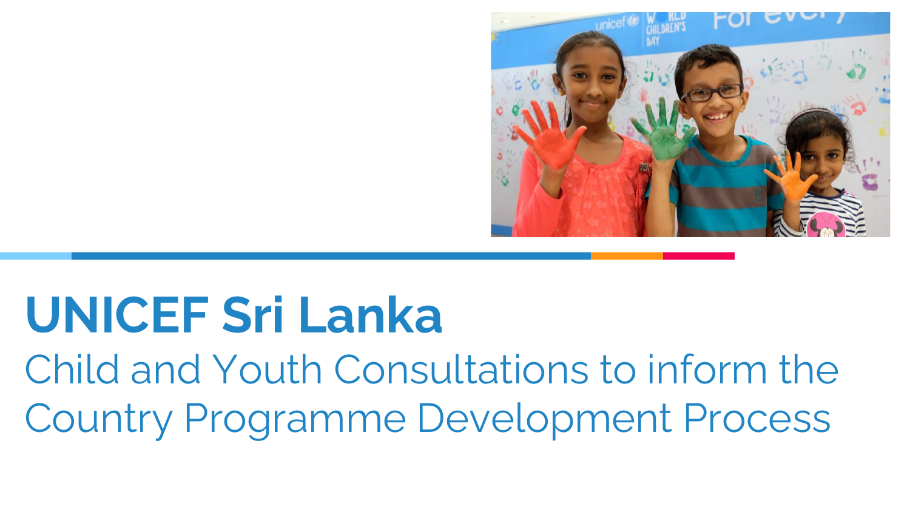# UNICEF Sri Lanka

## Child and Youth Consultations to inform the Country Programme Development Process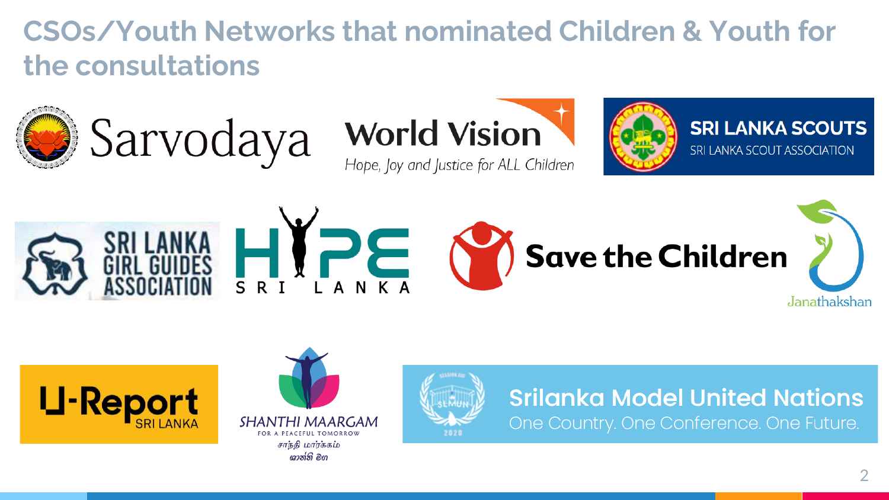# CSOs/Youth Networks that nominated Children & Youth for the consultations

Sarvodaya

World Vision
Hope, Joy and Justice for ALL Children

SRI LANKA SCOUTS
SRI LANKA SCOUT ASSOCIATION

SRI LANKA GIRL GUIDES ASSOCIATION

HYPE SRI LANKA

Save the Children

Janathakshan

U-Report SRI LANKA

SHANTHI MAARGAM
FOR A PEACEFUL TOMORROW
சாந்தி மார்க்கம்
ශාන්ති මග

Srilanka Model United Nations
One Country. One Conference. One Future.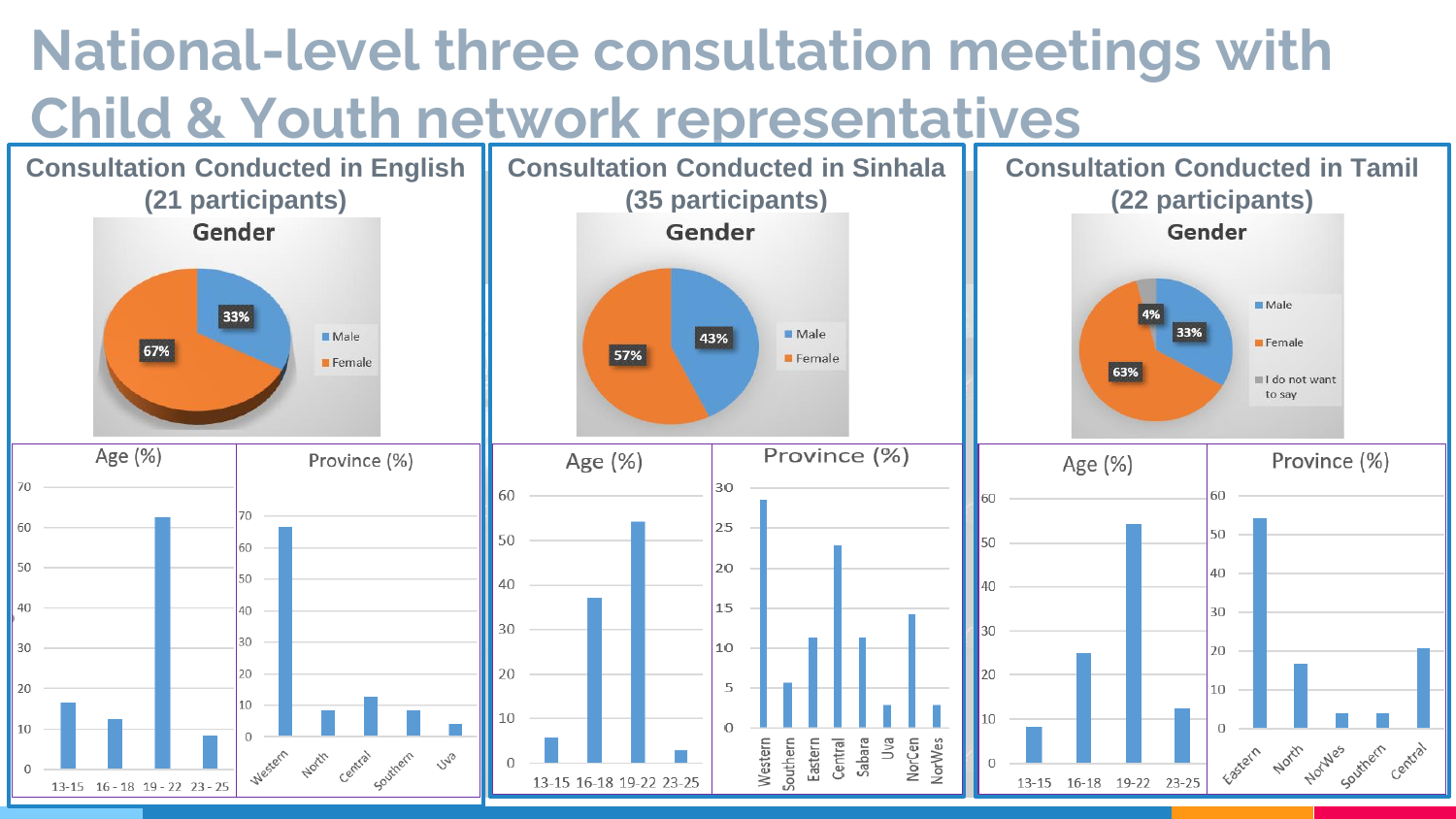# National-level three consultation meetings with Child & Youth network representatives

## Consultation Conducted in English (21 participants)

**Gender**

- Male: 33%
- Female: 67%

**Age (%)**

| Age | % |
| --- | --- |
| 13-15 | ~17 |
| 16 - 18 | ~12 |
| 19 - 22 | ~62 |
| 23 - 25 | ~8 |

**Province (%)**

| Province | % |
| --- | --- |
| Western | ~67 |
| North | ~8 |
| Central | ~13 |
| Southern | ~8 |
| Uva | ~4 |

## Consultation Conducted in Sinhala (35 participants)

**Gender**

- Male: 43%
- Female: 57%

**Age (%)**

| Age | % |
| --- | --- |
| 13-15 | ~6 |
| 16-18 | ~37 |
| 19-22 | ~54 |
| 23-25 | ~3 |

**Province (%)**

| Province | % |
| --- | --- |
| Western | ~29 |
| Southern | ~6 |
| Eastern | ~11 |
| Central | ~23 |
| Sabara | ~11 |
| Uva | ~3 |
| NorCen | ~14 |
| NorWes | ~3 |

## Consultation Conducted in Tamil (22 participants)

**Gender**

- Male: 33%
- Female: 63%
- I do not want to say: 4%

**Age (%)**

| Age | % |
| --- | --- |
| 13-15 | ~8 |
| 16-18 | ~25 |
| 19-22 | ~54 |
| 23-25 | ~13 |

**Province (%)**

| Province | % |
| --- | --- |
| Eastern | ~54 |
| North | ~17 |
| NorWes | ~4 |
| Southern | ~4 |
| Central | ~21 |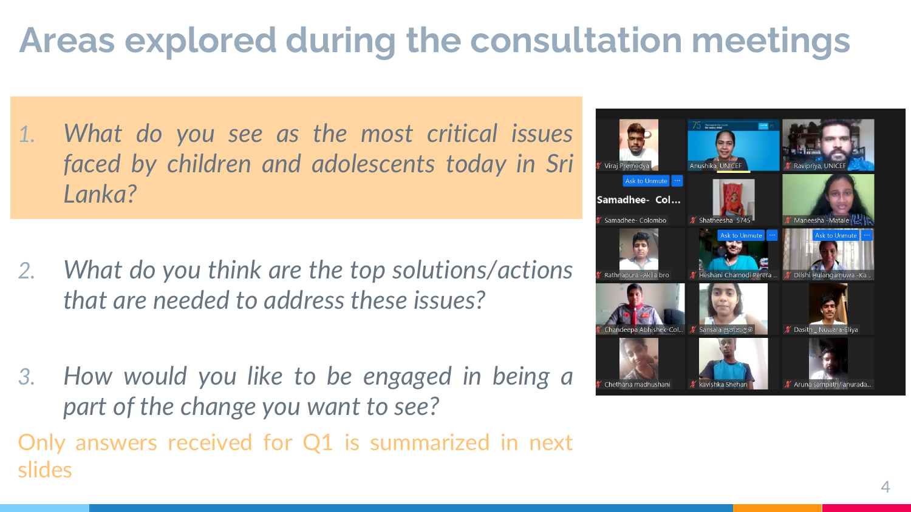# Areas explored during the consultation meetings

1. *What do you see as the most critical issues faced by children and adolescents today in Sri Lanka?*

2. *What do you think are the top solutions/actions that are needed to address these issues?*

3. *How would you like to be engaged in being a part of the change you want to see?*

Only answers received for Q1 is summarized in next slides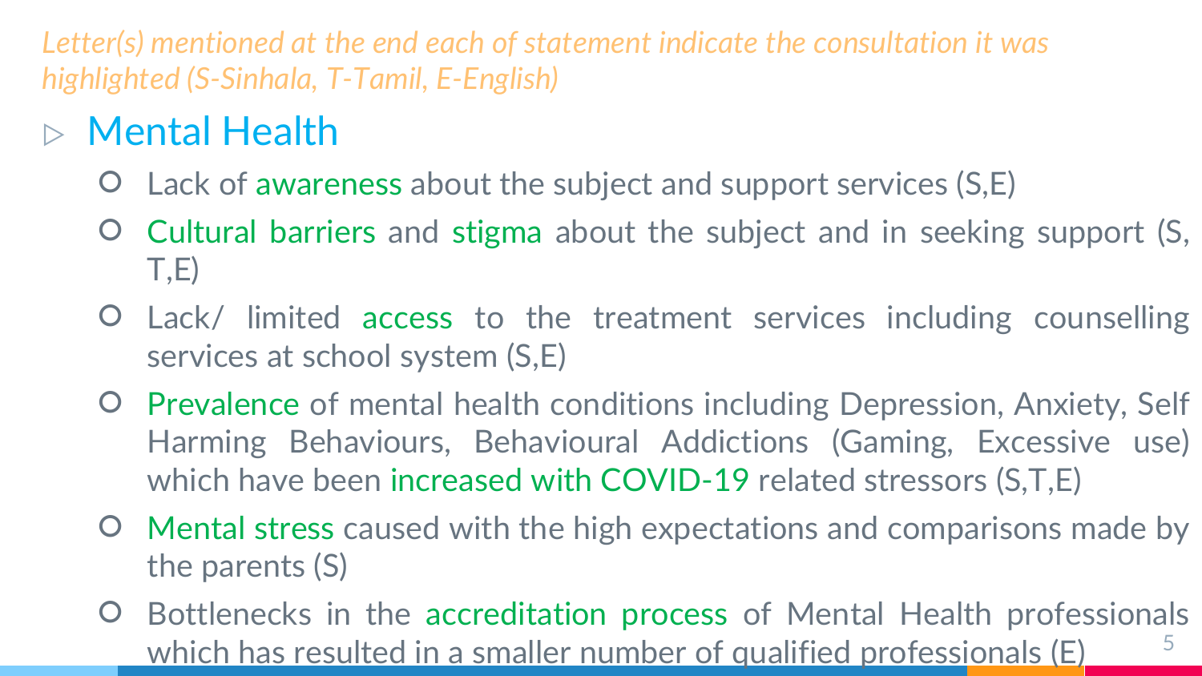*Letter(s) mentioned at the end each of statement indicate the consultation it was highlighted (S-Sinhala, T-Tamil, E-English)*

## Mental Health

- Lack of awareness about the subject and support services (S,E)
- Cultural barriers and stigma about the subject and in seeking support (S, T,E)
- Lack/ limited access to the treatment services including counselling services at school system (S,E)
- Prevalence of mental health conditions including Depression, Anxiety, Self Harming Behaviours, Behavioural Addictions (Gaming, Excessive use) which have been increased with COVID-19 related stressors (S,T,E)
- Mental stress caused with the high expectations and comparisons made by the parents (S)
- Bottlenecks in the accreditation process of Mental Health professionals which has resulted in a smaller number of qualified professionals (E)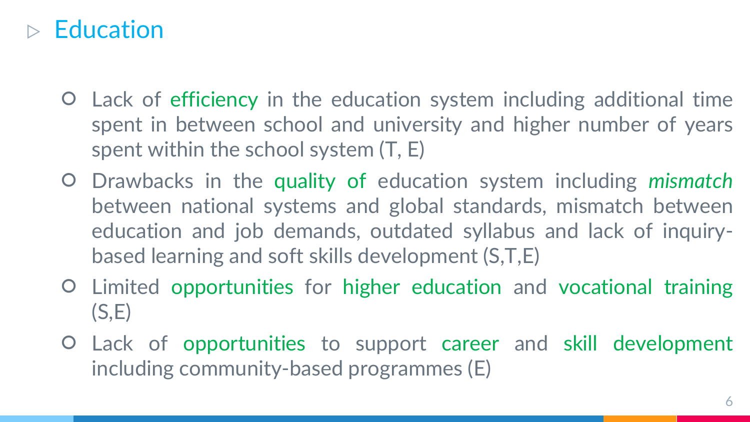## Education

- Lack of efficiency in the education system including additional time spent in between school and university and higher number of years spent within the school system (T, E)
- Drawbacks in the quality of education system including *mismatch* between national systems and global standards, mismatch between education and job demands, outdated syllabus and lack of inquiry-based learning and soft skills development (S,T,E)
- Limited opportunities for higher education and vocational training (S,E)
- Lack of opportunities to support career and skill development including community-based programmes (E)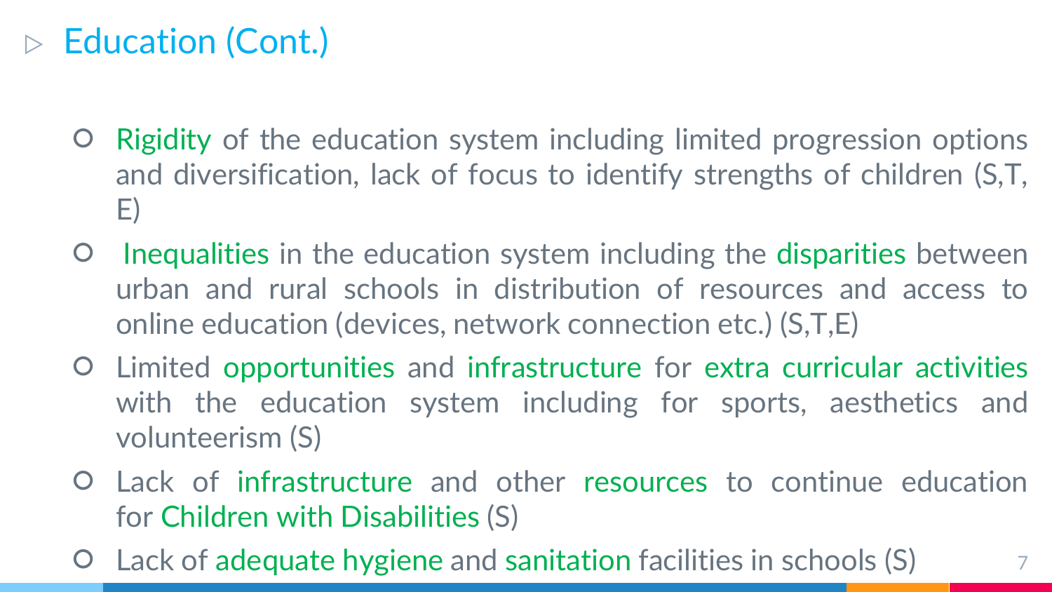## Education (Cont.)

- Rigidity of the education system including limited progression options and diversification, lack of focus to identify strengths of children (S,T, E)
- Inequalities in the education system including the disparities between urban and rural schools in distribution of resources and access to online education (devices, network connection etc.) (S,T,E)
- Limited opportunities and infrastructure for extra curricular activities with the education system including for sports, aesthetics and volunteerism (S)
- Lack of infrastructure and other resources to continue education for Children with Disabilities (S)
- Lack of adequate hygiene and sanitation facilities in schools (S)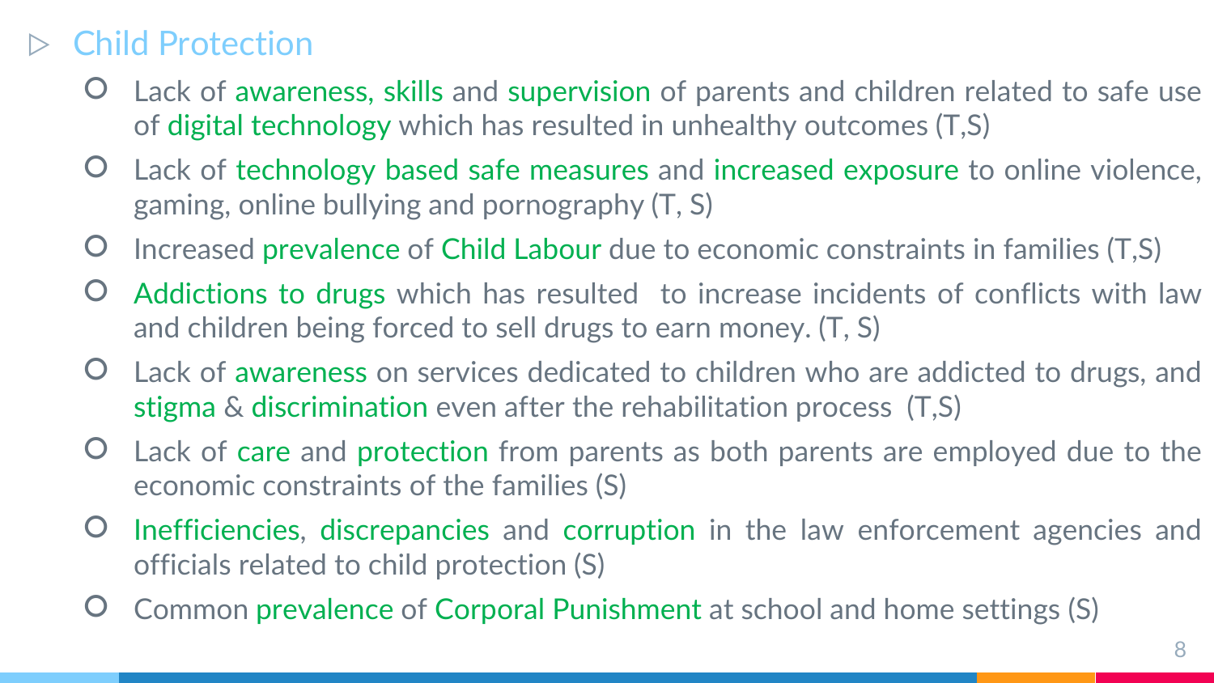## Child Protection

- Lack of awareness, skills and supervision of parents and children related to safe use of digital technology which has resulted in unhealthy outcomes (T,S)
- Lack of technology based safe measures and increased exposure to online violence, gaming, online bullying and pornography (T, S)
- Increased prevalence of Child Labour due to economic constraints in families (T,S)
- Addictions to drugs which has resulted to increase incidents of conflicts with law and children being forced to sell drugs to earn money. (T, S)
- Lack of awareness on services dedicated to children who are addicted to drugs, and stigma & discrimination even after the rehabilitation process (T,S)
- Lack of care and protection from parents as both parents are employed due to the economic constraints of the families (S)
- Inefficiencies, discrepancies and corruption in the law enforcement agencies and officials related to child protection (S)
- Common prevalence of Corporal Punishment at school and home settings (S)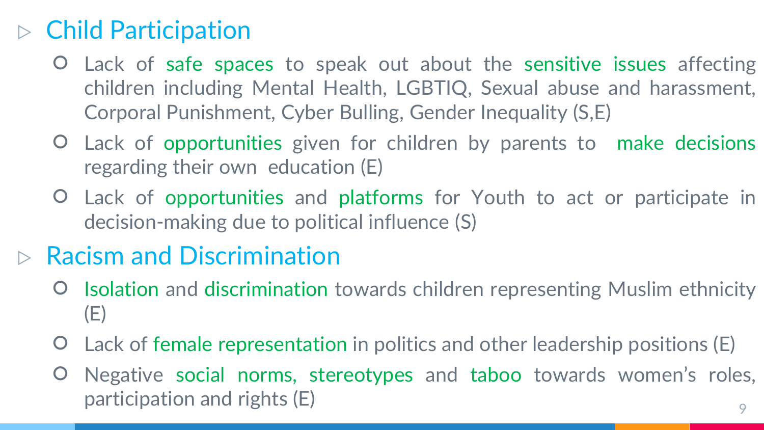## Child Participation

- Lack of safe spaces to speak out about the sensitive issues affecting children including Mental Health, LGBTIQ, Sexual abuse and harassment, Corporal Punishment, Cyber Bulling, Gender Inequality (S,E)
- Lack of opportunities given for children by parents to make decisions regarding their own education (E)
- Lack of opportunities and platforms for Youth to act or participate in decision-making due to political influence (S)

## Racism and Discrimination

- Isolation and discrimination towards children representing Muslim ethnicity (E)
- Lack of female representation in politics and other leadership positions (E)
- Negative social norms, stereotypes and taboo towards women's roles, participation and rights (E)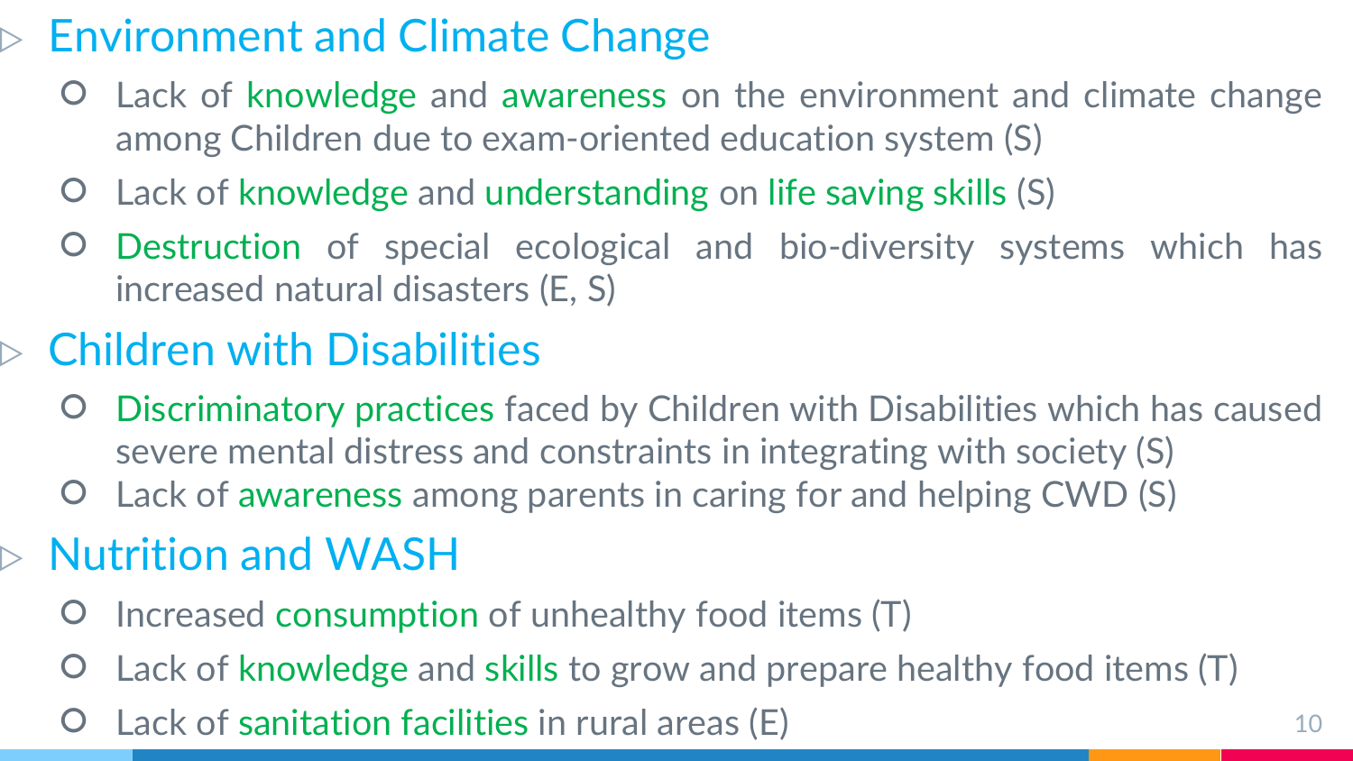## Environment and Climate Change

- Lack of knowledge and awareness on the environment and climate change among Children due to exam-oriented education system (S)
- Lack of knowledge and understanding on life saving skills (S)
- Destruction of special ecological and bio-diversity systems which has increased natural disasters (E, S)

## Children with Disabilities

- Discriminatory practices faced by Children with Disabilities which has caused severe mental distress and constraints in integrating with society (S)
- Lack of awareness among parents in caring for and helping CWD (S)

## Nutrition and WASH

- Increased consumption of unhealthy food items (T)
- Lack of knowledge and skills to grow and prepare healthy food items (T)
- Lack of sanitation facilities in rural areas (E)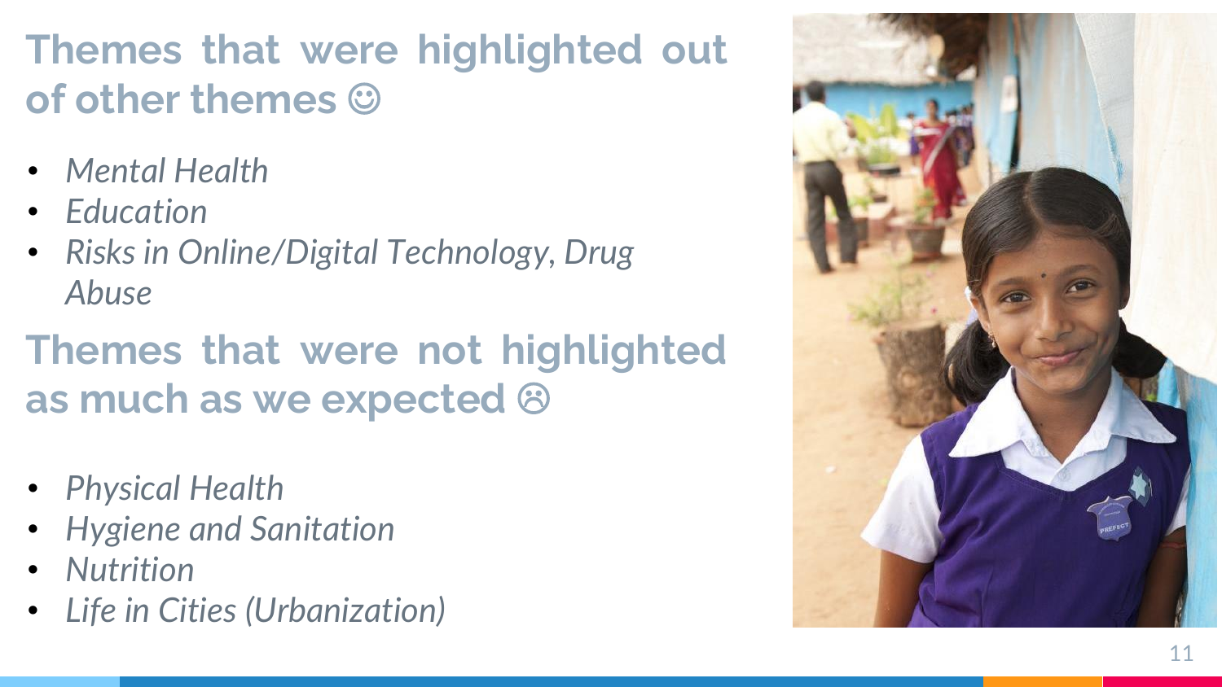## Themes that were highlighted out of other themes ☺

- *Mental Health*
- *Education*
- *Risks in Online/Digital Technology, Drug Abuse*

## Themes that were not highlighted as much as we expected ☹

- *Physical Health*
- *Hygiene and Sanitation*
- *Nutrition*
- *Life in Cities (Urbanization)*